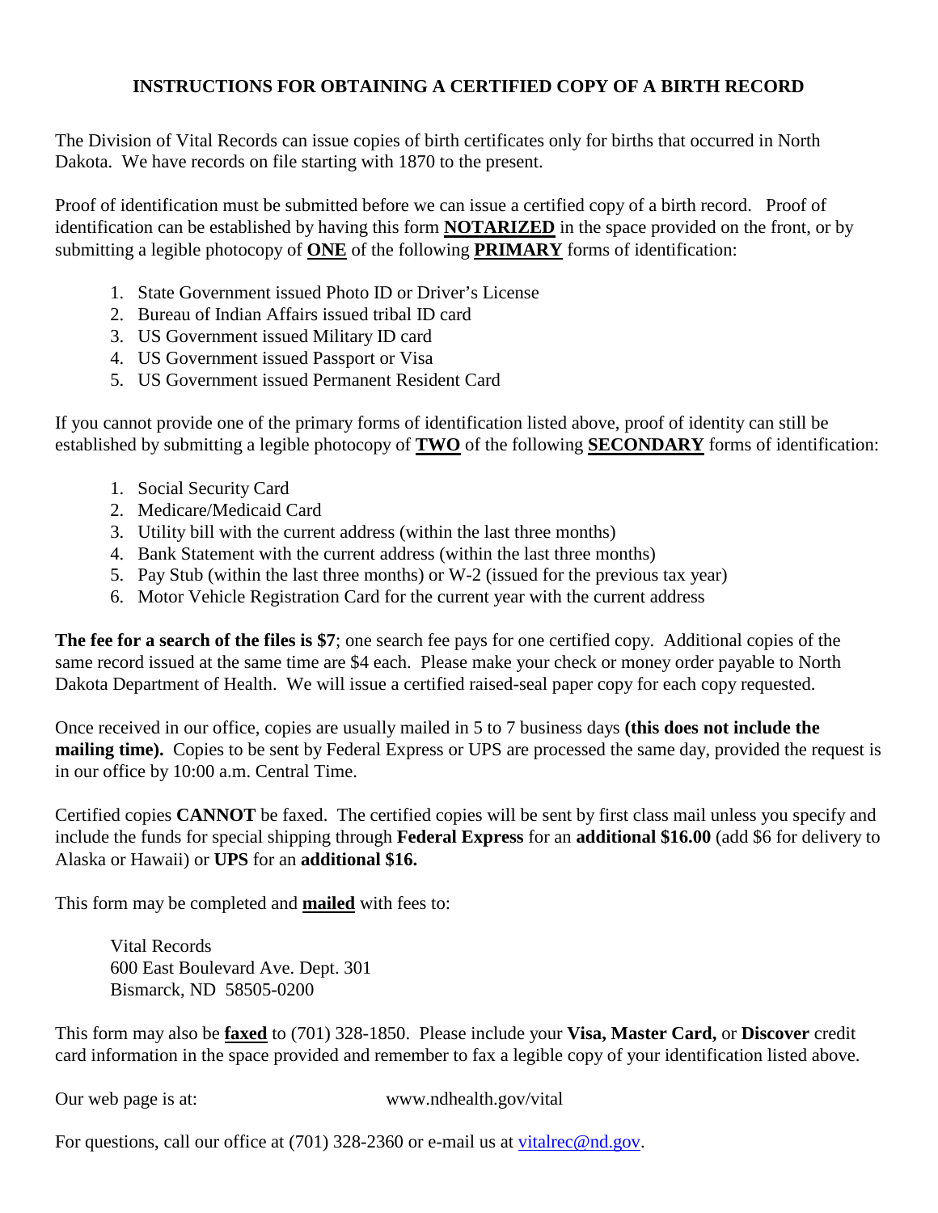# INSTRUCTIONS FOR OBTAINING A CERTIFIED COPY OF A BIRTH RECORD

The Division of Vital Records can issue copies of birth certificates only for births that occurred in North Dakota. We have records on file starting with 1870 to the present.

Proof of identification must be submitted before we can issue a certified copy of a birth record. Proof of identification can be established by having this form **NOTARIZED** in the space provided on the front, or by submitting a legible photocopy of **ONE** of the following **PRIMARY** forms of identification:

1. State Government issued Photo ID or Driver's License
2. Bureau of Indian Affairs issued tribal ID card
3. US Government issued Military ID card
4. US Government issued Passport or Visa
5. US Government issued Permanent Resident Card

If you cannot provide one of the primary forms of identification listed above, proof of identity can still be established by submitting a legible photocopy of **TWO** of the following **SECONDARY** forms of identification:

1. Social Security Card
2. Medicare/Medicaid Card
3. Utility bill with the current address (within the last three months)
4. Bank Statement with the current address (within the last three months)
5. Pay Stub (within the last three months) or W-2 (issued for the previous tax year)
6. Motor Vehicle Registration Card for the current year with the current address

**The fee for a search of the files is $7**; one search fee pays for one certified copy. Additional copies of the same record issued at the same time are $4 each. Please make your check or money order payable to North Dakota Department of Health. We will issue a certified raised-seal paper copy for each copy requested.

Once received in our office, copies are usually mailed in 5 to 7 business days **(this does not include the mailing time).** Copies to be sent by Federal Express or UPS are processed the same day, provided the request is in our office by 10:00 a.m. Central Time.

Certified copies **CANNOT** be faxed. The certified copies will be sent by first class mail unless you specify and include the funds for special shipping through **Federal Express** for an **additional $16.00** (add $6 for delivery to Alaska or Hawaii) or **UPS** for an **additional $16.**

This form may be completed and **mailed** with fees to:

Vital Records
600 East Boulevard Ave. Dept. 301
Bismarck, ND 58505-0200

This form may also be **faxed** to (701) 328-1850. Please include your **Visa, Master Card,** or **Discover** credit card information in the space provided and remember to fax a legible copy of your identification listed above.

Our web page is at: www.ndhealth.gov/vital

For questions, call our office at (701) 328-2360 or e-mail us at vitalrec@nd.gov.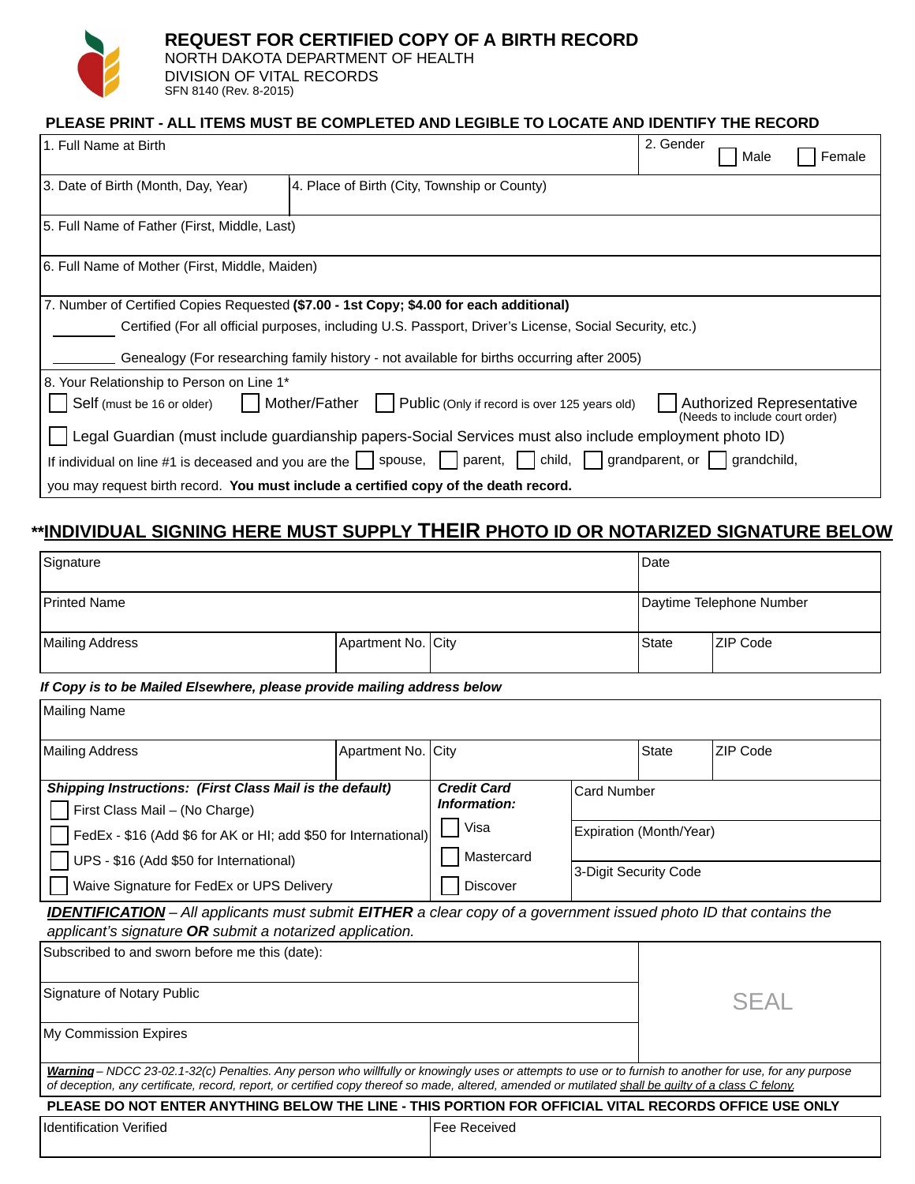# REQUEST FOR CERTIFIED COPY OF A BIRTH RECORD

NORTH DAKOTA DEPARTMENT OF HEALTH
DIVISION OF VITAL RECORDS
SFN 8140 (Rev. 8-2015)

**PLEASE PRINT - ALL ITEMS MUST BE COMPLETED AND LEGIBLE TO LOCATE AND IDENTIFY THE RECORD**

| | |
|---|---|
| 1. Full Name at Birth | 2. Gender ☐ Male ☐ Female |
| 3. Date of Birth (Month, Day, Year) | 4. Place of Birth (City, Township or County) |
| 5. Full Name of Father (First, Middle, Last) | |
| 6. Full Name of Mother (First, Middle, Maiden) | |

7. Number of Certified Copies Requested **($7.00 - 1st Copy; $4.00 for each additional)**

_______ Certified (For all official purposes, including U.S. Passport, Driver's License, Social Security, etc.)

_______ Genealogy (For researching family history - not available for births occurring after 2005)

8. Your Relationship to Person on Line 1*

☐ Self (must be 16 or older) ☐ Mother/Father ☐ Public (Only if record is over 125 years old) ☐ Authorized Representative (Needs to include court order)

☐ Legal Guardian (must include guardianship papers-Social Services must also include employment photo ID)

If individual on line #1 is deceased and you are the ☐ spouse, ☐ parent, ☐ child, ☐ grandparent, or ☐ grandchild, you may request birth record. **You must include a certified copy of the death record.**

## **INDIVIDUAL SIGNING HERE MUST SUPPLY THEIR PHOTO ID OR NOTARIZED SIGNATURE BELOW

| | | | | |
|---|---|---|---|---|
| Signature | | | Date | |
| Printed Name | | | Daytime Telephone Number | |
| Mailing Address | Apartment No. | City | State | ZIP Code |

***If Copy is to be Mailed Elsewhere, please provide mailing address below***

| | | | | |
|---|---|---|---|---|
| Mailing Name | | | | |
| Mailing Address | Apartment No. | City | State | ZIP Code |

| | | |
|---|---|---|
| ***Shipping Instructions: (First Class Mail is the default)*** | ***Credit Card Information:*** | Card Number |
| ☐ First Class Mail – (No Charge) | ☐ Visa | Expiration (Month/Year) |
| ☐ FedEx - $16 (Add $6 for AK or HI; add $50 for International) | ☐ Mastercard | 3-Digit Security Code |
| ☐ UPS - $16 (Add $50 for International) | ☐ Discover | |
| ☐ Waive Signature for FedEx or UPS Delivery | | |

***IDENTIFICATION*** *– All applicants must submit **EITHER** a clear copy of a government issued photo ID that contains the applicant's signature **OR** submit a notarized application.*

| | |
|---|---|
| Subscribed to and sworn before me this (date): | SEAL |
| Signature of Notary Public | |
| My Commission Expires | |

***Warning*** *– NDCC 23-02.1-32(c) Penalties. Any person who willfully or knowingly uses or attempts to use or to furnish to another for use, for any purpose of deception, any certificate, record, report, or certified copy thereof so made, altered, amended or mutilated shall be guilty of a class C felony.*

**PLEASE DO NOT ENTER ANYTHING BELOW THE LINE - THIS PORTION FOR OFFICIAL VITAL RECORDS OFFICE USE ONLY**

| | |
|---|---|
| Identification Verified | Fee Received |